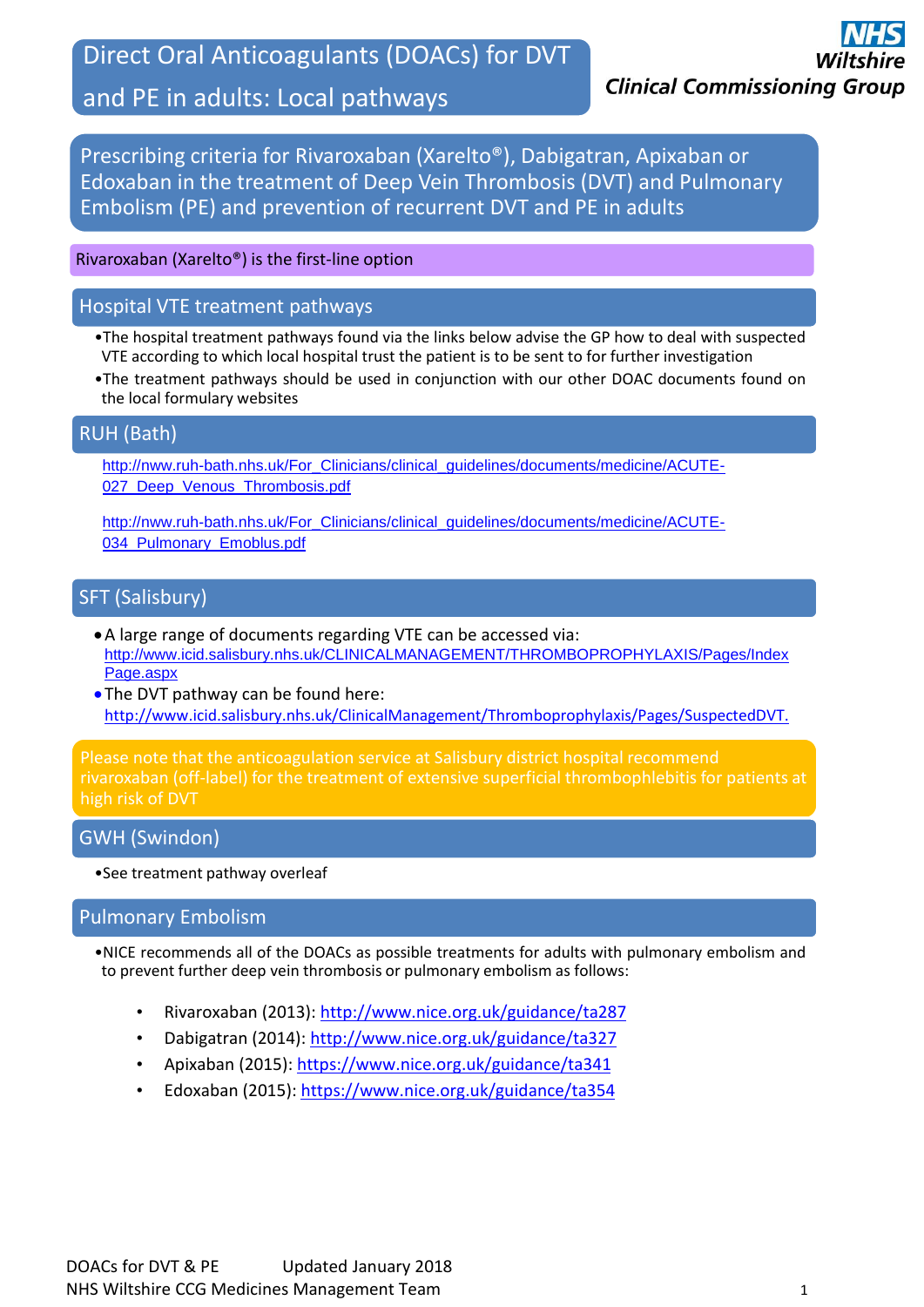# Direct Oral Anticoagulants (DOACs) for DVT and PE in adults: Local pathways

**NHS Wiltshire Clinical Commissioning Group**

## Prescribing criteria for Rivaroxaban (Xarelto®), Dabigatran, Apixaban or Edoxaban in the treatment of Deep Vein Thrombosis (DVT) and Pulmonary Embolism (PE) and prevention of recurrent DVT and PE in adults

Rivaroxaban (Xarelto®) is the first-line option

## Hospital VTE treatment pathways

- The hospital treatment pathways found via the links below advise the GP how to deal with suspected VTE according to which local hospital trust the patient is to be sent to for further investigation
- The treatment pathways should be used in conjunction with our other DOAC documents found on the local formulary websites

## RUH (Bath)

http://nww.ruh-bath.nhs.uk/For_Clinicians/clinical_guidelines/documents/medicine/ACUTE-027_Deep_Venous_Thrombosis.pdf

http://nww.ruh-bath.nhs.uk/For_Clinicians/clinical_guidelines/documents/medicine/ACUTE-034_Pulmonary_Emoblus.pdf

## SFT (Salisbury)

- A large range of documents regarding VTE can be accessed via: http://www.icid.salisbury.nhs.uk/CLINICALMANAGEMENT/THROMBOPROPHYLAXIS/Pages/IndexPage.aspx
- The DVT pathway can be found here: http://www.icid.salisbury.nhs.uk/ClinicalManagement/Thromboprophylaxis/Pages/SuspectedDVT.

Please note that the anticoagulation service at Salisbury district hospital recommend rivaroxaban (off-label) for the treatment of extensive superficial thrombophlebitis for patients at high risk of DVT

## GWH (Swindon)

- See treatment pathway overleaf

## Pulmonary Embolism

- NICE recommends all of the DOACs as possible treatments for adults with pulmonary embolism and to prevent further deep vein thrombosis or pulmonary embolism as follows:
  - Rivaroxaban (2013): http://www.nice.org.uk/guidance/ta287
  - Dabigatran (2014): http://www.nice.org.uk/guidance/ta327
  - Apixaban (2015): https://www.nice.org.uk/guidance/ta341
  - Edoxaban (2015): https://www.nice.org.uk/guidance/ta354

DOACs for DVT & PE Updated January 2018
NHS Wiltshire CCG Medicines Management Team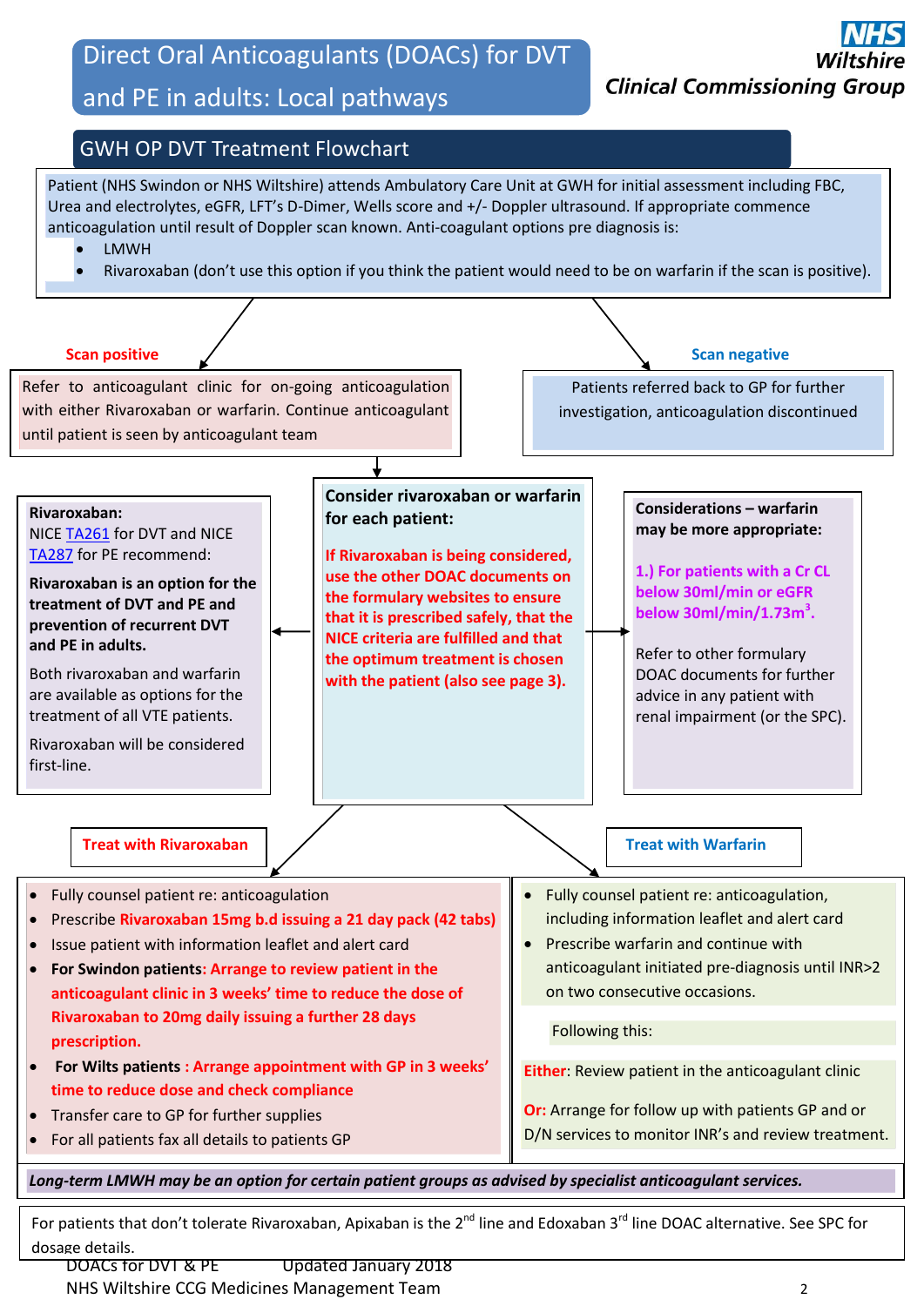# Direct Oral Anticoagulants (DOACs) for DVT and PE in adults: Local pathways

**NHS Wiltshire Clinical Commissioning Group**

## GWH OP DVT Treatment Flowchart

Patient (NHS Swindon or NHS Wiltshire) attends Ambulatory Care Unit at GWH for initial assessment including FBC, Urea and electrolytes, eGFR, LFT's D-Dimer, Wells score and +/- Doppler ultrasound. If appropriate commence anticoagulation until result of Doppler scan known. Anti-coagulant options pre diagnosis is:

- LMWH
- Rivaroxaban (don't use this option if you think the patient would need to be on warfarin if the scan is positive).

### Scan positive

Refer to anticoagulant clinic for on-going anticoagulation with either Rivaroxaban or warfarin. Continue anticoagulant until patient is seen by anticoagulant team

### Scan negative

Patients referred back to GP for further investigation, anticoagulation discontinued

### Consider rivaroxaban or warfarin for each patient:

**If Rivaroxaban is being considered, use the other DOAC documents on the formulary websites to ensure that it is prescribed safely, that the NICE criteria are fulfilled and that the optimum treatment is chosen with the patient (also see page 3).**

### Rivaroxaban:

NICE TA261 for DVT and NICE TA287 for PE recommend:

**Rivaroxaban is an option for the treatment of DVT and PE and prevention of recurrent DVT and PE in adults.**

Both rivaroxaban and warfarin are available as options for the treatment of all VTE patients.

Rivaroxaban will be considered first-line.

### Considerations – warfarin may be more appropriate:

**1.) For patients with a Cr CL below 30ml/min or eGFR below 30ml/min/1.73m$^2$.**

Refer to other formulary DOAC documents for further advice in any patient with renal impairment (or the SPC).

### Treat with Rivaroxaban

- Fully counsel patient re: anticoagulation
- Prescribe **Rivaroxaban 15mg b.d issuing a 21 day pack (42 tabs)**
- Issue patient with information leaflet and alert card
- **For Swindon patients: Arrange to review patient in the anticoagulant clinic in 3 weeks' time to reduce the dose of Rivaroxaban to 20mg daily issuing a further 28 days prescription.**
- **For Wilts patients : Arrange appointment with GP in 3 weeks' time to reduce dose and check compliance**
- Transfer care to GP for further supplies
- For all patients fax all details to patients GP

### Treat with Warfarin

- Fully counsel patient re: anticoagulation, including information leaflet and alert card
- Prescribe warfarin and continue with anticoagulant initiated pre-diagnosis until INR>2 on two consecutive occasions.

Following this:

**Either**: Review patient in the anticoagulant clinic

**Or:** Arrange for follow up with patients GP and or D/N services to monitor INR's and review treatment.

***Long-term LMWH may be an option for certain patient groups as advised by specialist anticoagulant services.***

For patients that don't tolerate Rivaroxaban, Apixaban is the 2nd line and Edoxaban 3rd line DOAC alternative. See SPC for dosage details.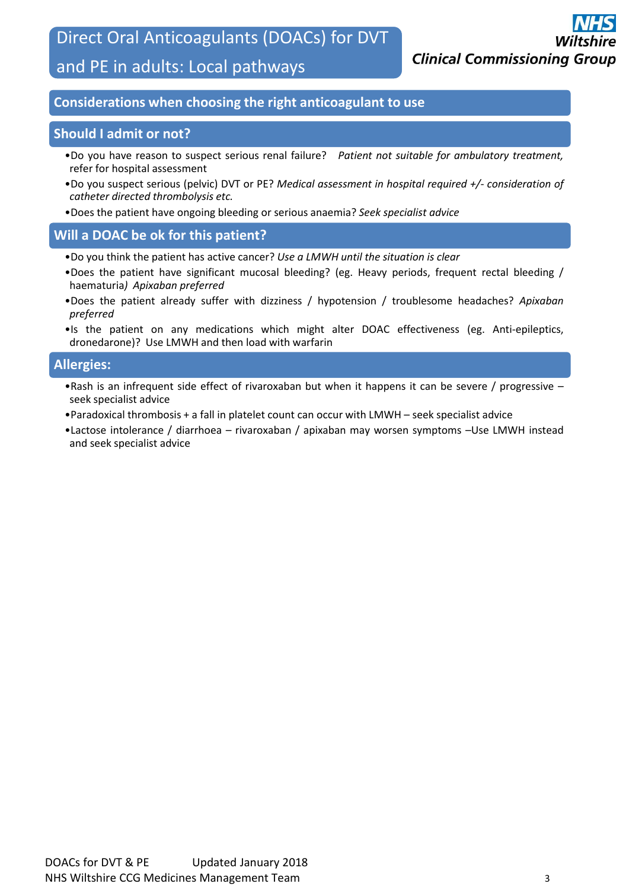# Direct Oral Anticoagulants (DOACs) for DVT and PE in adults: Local pathways

**NHS Wiltshire Clinical Commissioning Group**

## Considerations when choosing the right anticoagulant to use

## Should I admit or not?

- Do you have reason to suspect serious renal failure? *Patient not suitable for ambulatory treatment,* refer for hospital assessment
- Do you suspect serious (pelvic) DVT or PE? *Medical assessment in hospital required +/- consideration of catheter directed thrombolysis etc.*
- Does the patient have ongoing bleeding or serious anaemia? *Seek specialist advice*

## Will a DOAC be ok for this patient?

- Do you think the patient has active cancer? *Use a LMWH until the situation is clear*
- Does the patient have significant mucosal bleeding? (eg. Heavy periods, frequent rectal bleeding / haematuria*) Apixaban preferred*
- Does the patient already suffer with dizziness / hypotension / troublesome headaches? *Apixaban preferred*
- Is the patient on any medications which might alter DOAC effectiveness (eg. Anti-epileptics, dronedarone)? Use LMWH and then load with warfarin

## Allergies:

- Rash is an infrequent side effect of rivaroxaban but when it happens it can be severe / progressive – seek specialist advice
- Paradoxical thrombosis + a fall in platelet count can occur with LMWH – seek specialist advice
- Lactose intolerance / diarrhoea – rivaroxaban / apixaban may worsen symptoms –Use LMWH instead and seek specialist advice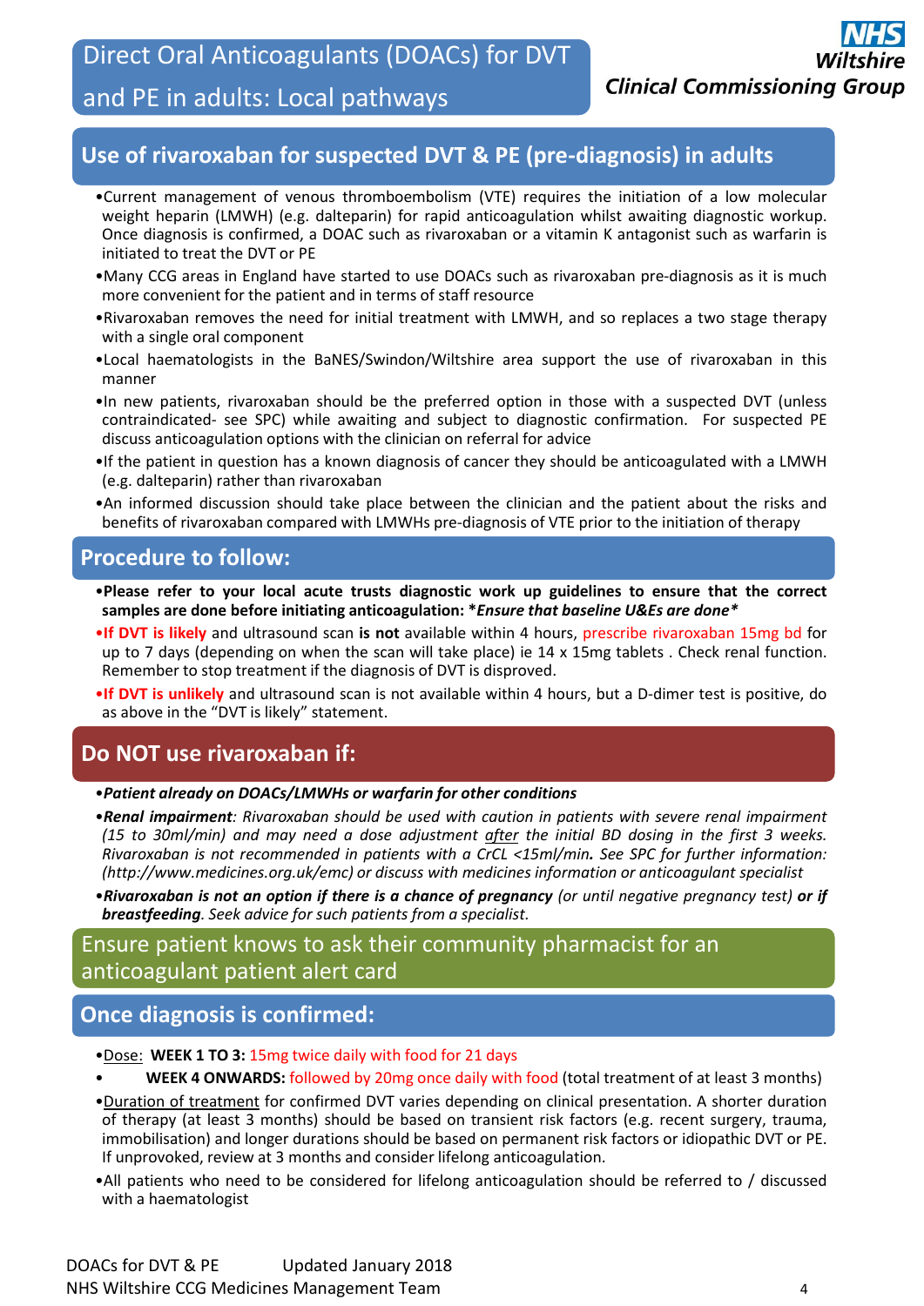# Direct Oral Anticoagulants (DOACs) for DVT and PE in adults: Local pathways

**NHS Wiltshire Clinical Commissioning Group**

## Use of rivaroxaban for suspected DVT & PE (pre-diagnosis) in adults

- Current management of venous thromboembolism (VTE) requires the initiation of a low molecular weight heparin (LMWH) (e.g. dalteparin) for rapid anticoagulation whilst awaiting diagnostic workup. Once diagnosis is confirmed, a DOAC such as rivaroxaban or a vitamin K antagonist such as warfarin is initiated to treat the DVT or PE
- Many CCG areas in England have started to use DOACs such as rivaroxaban pre-diagnosis as it is much more convenient for the patient and in terms of staff resource
- Rivaroxaban removes the need for initial treatment with LMWH, and so replaces a two stage therapy with a single oral component
- Local haematologists in the BaNES/Swindon/Wiltshire area support the use of rivaroxaban in this manner
- In new patients, rivaroxaban should be the preferred option in those with a suspected DVT (unless contraindicated- see SPC) while awaiting and subject to diagnostic confirmation. For suspected PE discuss anticoagulation options with the clinician on referral for advice
- If the patient in question has a known diagnosis of cancer they should be anticoagulated with a LMWH (e.g. dalteparin) rather than rivaroxaban
- An informed discussion should take place between the clinician and the patient about the risks and benefits of rivaroxaban compared with LMWHs pre-diagnosis of VTE prior to the initiation of therapy

## Procedure to follow:

- **Please refer to your local acute trusts diagnostic work up guidelines to ensure that the correct samples are done before initiating anticoagulation: *\*Ensure that baseline U&Es are done\****
- **If DVT is likely** and ultrasound scan **is not** available within 4 hours, prescribe rivaroxaban 15mg bd for up to 7 days (depending on when the scan will take place) ie 14 x 15mg tablets . Check renal function. Remember to stop treatment if the diagnosis of DVT is disproved.
- **If DVT is unlikely** and ultrasound scan is not available within 4 hours, but a D-dimer test is positive, do as above in the "DVT is likely" statement.

## Do NOT use rivaroxaban if:

- ***Patient already on DOACs/LMWHs or warfarin for other conditions***
- ***Renal impairment**: Rivaroxaban should be used with caution in patients with severe renal impairment (15 to 30ml/min) and may need a dose adjustment after the initial BD dosing in the first 3 weeks. Rivaroxaban is not recommended in patients with a CrCL <15ml/min. See SPC for further information: (http://www.medicines.org.uk/emc) or discuss with medicines information or anticoagulant specialist*
- ***Rivaroxaban is not an option if there is a chance of pregnancy** (or until negative pregnancy test) **or if breastfeeding**. Seek advice for such patients from a specialist.*

## Ensure patient knows to ask their community pharmacist for an anticoagulant patient alert card

## Once diagnosis is confirmed:

- Dose: **WEEK 1 TO 3:** 15mg twice daily with food for 21 days
- **WEEK 4 ONWARDS:** followed by 20mg once daily with food (total treatment of at least 3 months)
- Duration of treatment for confirmed DVT varies depending on clinical presentation. A shorter duration of therapy (at least 3 months) should be based on transient risk factors (e.g. recent surgery, trauma, immobilisation) and longer durations should be based on permanent risk factors or idiopathic DVT or PE. If unprovoked, review at 3 months and consider lifelong anticoagulation.
- All patients who need to be considered for lifelong anticoagulation should be referred to / discussed with a haematologist

DOACs for DVT & PE Updated January 2018
NHS Wiltshire CCG Medicines Management Team